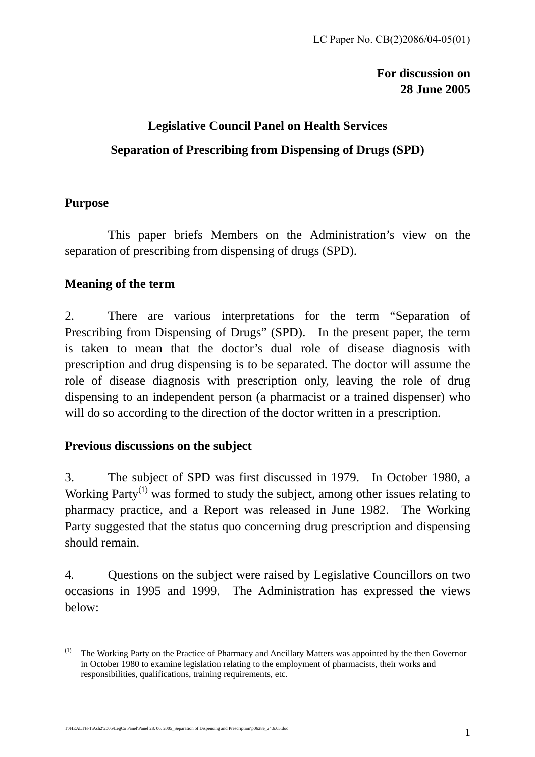LC Paper No. CB(2)2086/04-05(01)

**For discussion on**
**28 June 2005**

**Legislative Council Panel on Health Services**

**Separation of Prescribing from Dispensing of Drugs (SPD)**

## Purpose

This paper briefs Members on the Administration's view on the separation of prescribing from dispensing of drugs (SPD).

## Meaning of the term

2. There are various interpretations for the term "Separation of Prescribing from Dispensing of Drugs" (SPD). In the present paper, the term is taken to mean that the doctor's dual role of disease diagnosis with prescription and drug dispensing is to be separated. The doctor will assume the role of disease diagnosis with prescription only, leaving the role of drug dispensing to an independent person (a pharmacist or a trained dispenser) who will do so according to the direction of the doctor written in a prescription.

## Previous discussions on the subject

3. The subject of SPD was first discussed in 1979. In October 1980, a Working Party[(1)] was formed to study the subject, among other issues relating to pharmacy practice, and a Report was released in June 1982. The Working Party suggested that the status quo concerning drug prescription and dispensing should remain.

4. Questions on the subject were raised by Legislative Councillors on two occasions in 1995 and 1999. The Administration has expressed the views below:

---

[(1)] The Working Party on the Practice of Pharmacy and Ancillary Matters was appointed by the then Governor in October 1980 to examine legislation relating to the employment of pharmacists, their works and responsibilities, qualifications, training requirements, etc.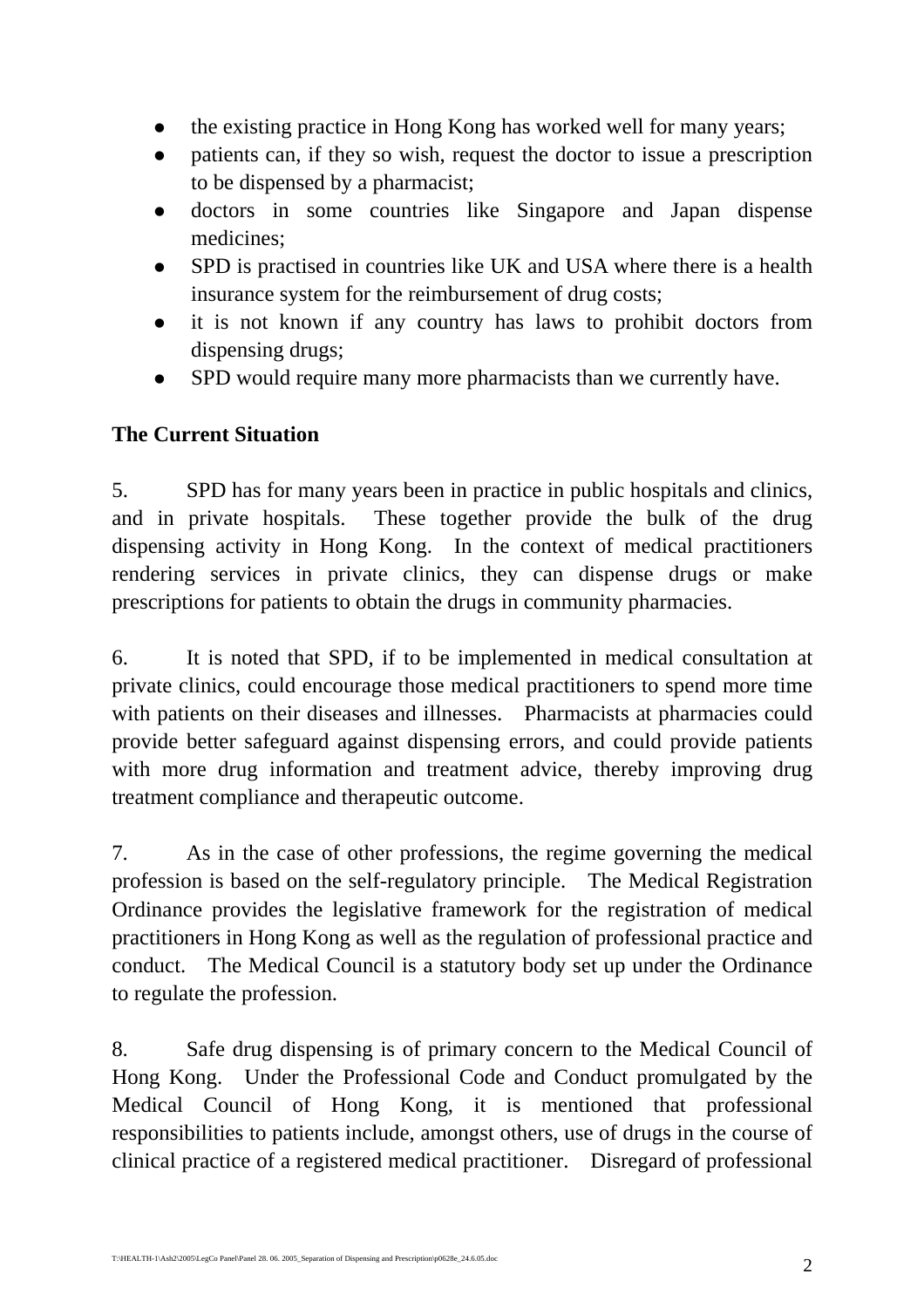- the existing practice in Hong Kong has worked well for many years;
- patients can, if they so wish, request the doctor to issue a prescription to be dispensed by a pharmacist;
- doctors in some countries like Singapore and Japan dispense medicines;
- SPD is practised in countries like UK and USA where there is a health insurance system for the reimbursement of drug costs;
- it is not known if any country has laws to prohibit doctors from dispensing drugs;
- SPD would require many more pharmacists than we currently have.

**The Current Situation**

5. SPD has for many years been in practice in public hospitals and clinics, and in private hospitals. These together provide the bulk of the drug dispensing activity in Hong Kong. In the context of medical practitioners rendering services in private clinics, they can dispense drugs or make prescriptions for patients to obtain the drugs in community pharmacies.

6. It is noted that SPD, if to be implemented in medical consultation at private clinics, could encourage those medical practitioners to spend more time with patients on their diseases and illnesses. Pharmacists at pharmacies could provide better safeguard against dispensing errors, and could provide patients with more drug information and treatment advice, thereby improving drug treatment compliance and therapeutic outcome.

7. As in the case of other professions, the regime governing the medical profession is based on the self-regulatory principle. The Medical Registration Ordinance provides the legislative framework for the registration of medical practitioners in Hong Kong as well as the regulation of professional practice and conduct. The Medical Council is a statutory body set up under the Ordinance to regulate the profession.

8. Safe drug dispensing is of primary concern to the Medical Council of Hong Kong. Under the Professional Code and Conduct promulgated by the Medical Council of Hong Kong, it is mentioned that professional responsibilities to patients include, amongst others, use of drugs in the course of clinical practice of a registered medical practitioner. Disregard of professional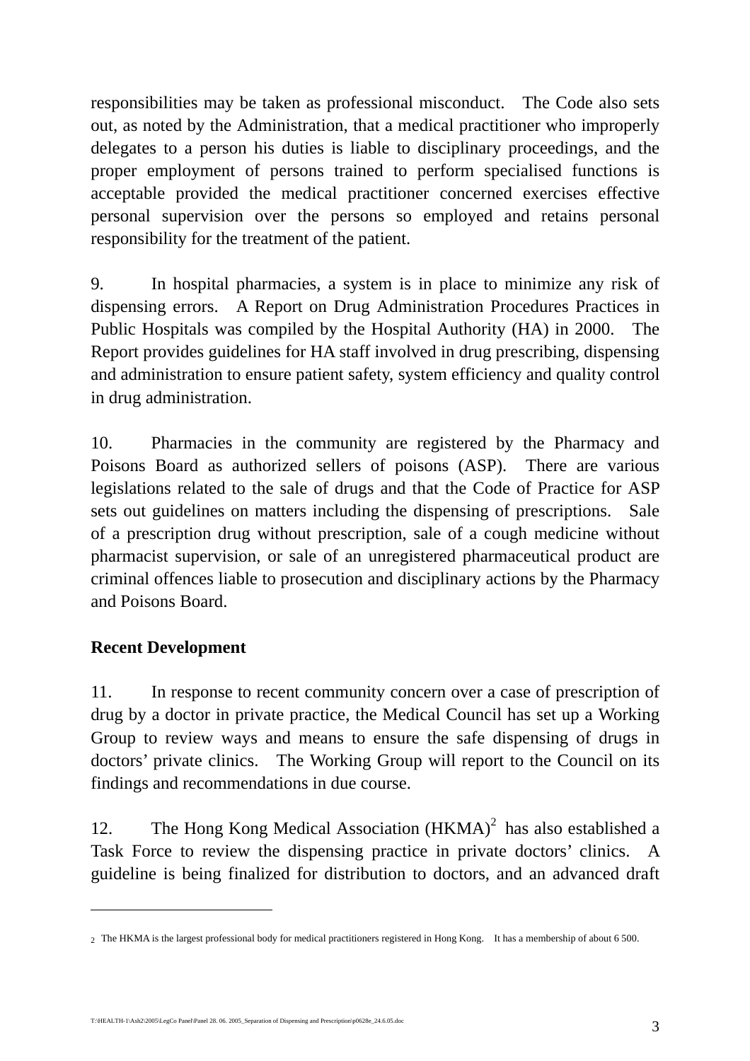responsibilities may be taken as professional misconduct. The Code also sets out, as noted by the Administration, that a medical practitioner who improperly delegates to a person his duties is liable to disciplinary proceedings, and the proper employment of persons trained to perform specialised functions is acceptable provided the medical practitioner concerned exercises effective personal supervision over the persons so employed and retains personal responsibility for the treatment of the patient.

9. In hospital pharmacies, a system is in place to minimize any risk of dispensing errors. A Report on Drug Administration Procedures Practices in Public Hospitals was compiled by the Hospital Authority (HA) in 2000. The Report provides guidelines for HA staff involved in drug prescribing, dispensing and administration to ensure patient safety, system efficiency and quality control in drug administration.

10. Pharmacies in the community are registered by the Pharmacy and Poisons Board as authorized sellers of poisons (ASP). There are various legislations related to the sale of drugs and that the Code of Practice for ASP sets out guidelines on matters including the dispensing of prescriptions. Sale of a prescription drug without prescription, sale of a cough medicine without pharmacist supervision, or sale of an unregistered pharmaceutical product are criminal offences liable to prosecution and disciplinary actions by the Pharmacy and Poisons Board.

**Recent Development**

11. In response to recent community concern over a case of prescription of drug by a doctor in private practice, the Medical Council has set up a Working Group to review ways and means to ensure the safe dispensing of drugs in doctors' private clinics. The Working Group will report to the Council on its findings and recommendations in due course.

12. The Hong Kong Medical Association (HKMA)[2] has also established a Task Force to review the dispensing practice in private doctors' clinics. A guideline is being finalized for distribution to doctors, and an advanced draft

---

[2] The HKMA is the largest professional body for medical practitioners registered in Hong Kong. It has a membership of about 6 500.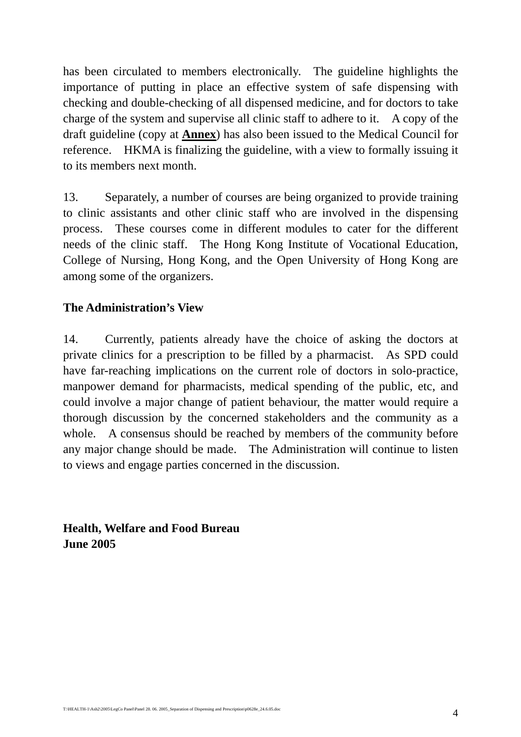has been circulated to members electronically. The guideline highlights the importance of putting in place an effective system of safe dispensing with checking and double-checking of all dispensed medicine, and for doctors to take charge of the system and supervise all clinic staff to adhere to it. A copy of the draft guideline (copy at **Annex**) has also been issued to the Medical Council for reference. HKMA is finalizing the guideline, with a view to formally issuing it to its members next month.

13. Separately, a number of courses are being organized to provide training to clinic assistants and other clinic staff who are involved in the dispensing process. These courses come in different modules to cater for the different needs of the clinic staff. The Hong Kong Institute of Vocational Education, College of Nursing, Hong Kong, and the Open University of Hong Kong are among some of the organizers.

**The Administration's View**

14. Currently, patients already have the choice of asking the doctors at private clinics for a prescription to be filled by a pharmacist. As SPD could have far-reaching implications on the current role of doctors in solo-practice, manpower demand for pharmacists, medical spending of the public, etc, and could involve a major change of patient behaviour, the matter would require a thorough discussion by the concerned stakeholders and the community as a whole. A consensus should be reached by members of the community before any major change should be made. The Administration will continue to listen to views and engage parties concerned in the discussion.

**Health, Welfare and Food Bureau**
**June 2005**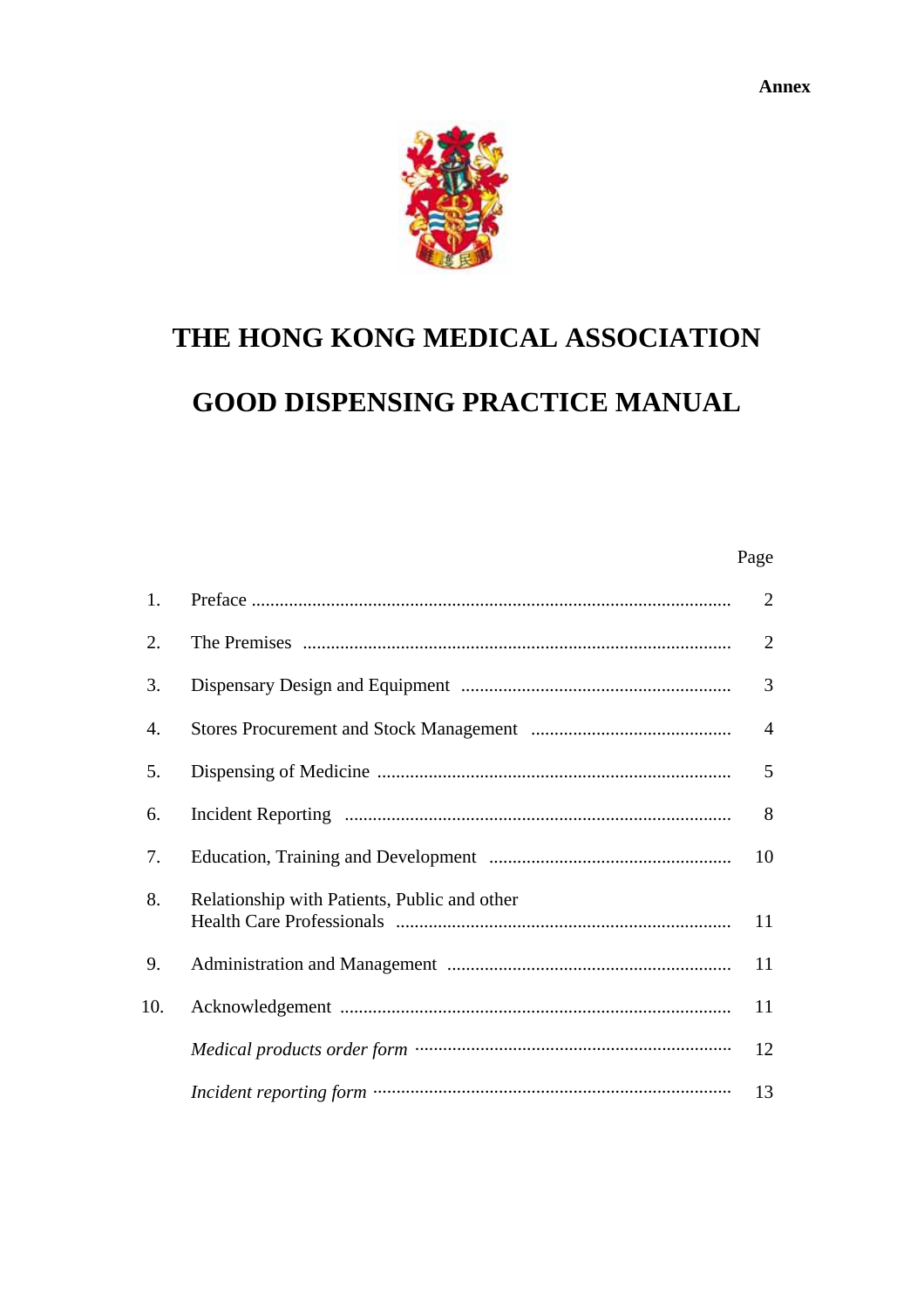Annex

# THE HONG KONG MEDICAL ASSOCIATION

# GOOD DISPENSING PRACTICE MANUAL

| | | Page |
|---|---|---|
| 1. | Preface | 2 |
| 2. | The Premises | 2 |
| 3. | Dispensary Design and Equipment | 3 |
| 4. | Stores Procurement and Stock Management | 4 |
| 5. | Dispensing of Medicine | 5 |
| 6. | Incident Reporting | 8 |
| 7. | Education, Training and Development | 10 |
| 8. | Relationship with Patients, Public and other Health Care Professionals | 11 |
| 9. | Administration and Management | 11 |
| 10. | Acknowledgement | 11 |
| | *Medical products order form* | 12 |
| | *Incident reporting form* | 13 |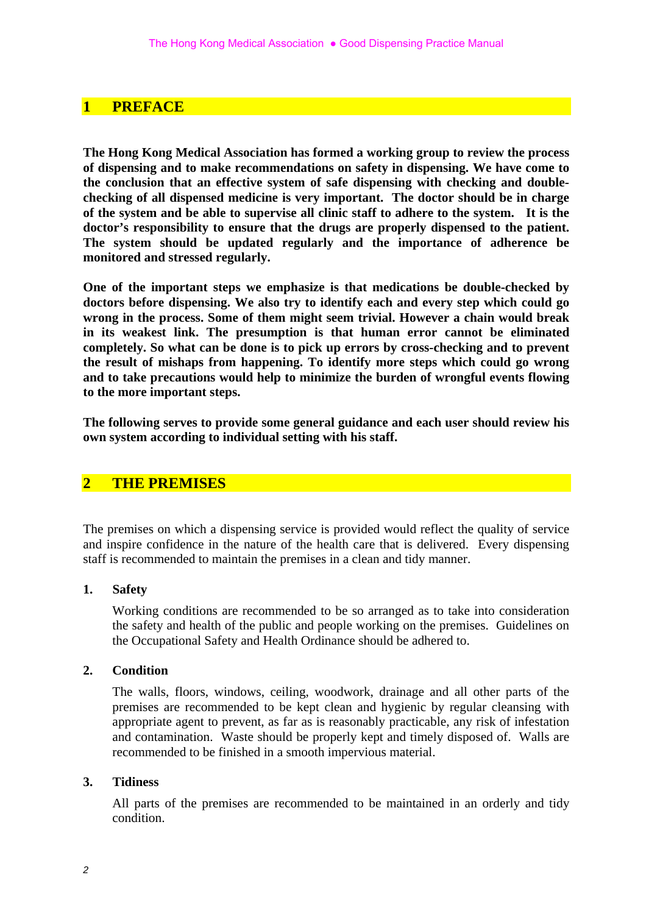## 1 PREFACE

**The Hong Kong Medical Association has formed a working group to review the process of dispensing and to make recommendations on safety in dispensing. We have come to the conclusion that an effective system of safe dispensing with checking and double-checking of all dispensed medicine is very important. The doctor should be in charge of the system and be able to supervise all clinic staff to adhere to the system. It is the doctor's responsibility to ensure that the drugs are properly dispensed to the patient. The system should be updated regularly and the importance of adherence be monitored and stressed regularly.**

**One of the important steps we emphasize is that medications be double-checked by doctors before dispensing. We also try to identify each and every step which could go wrong in the process. Some of them might seem trivial. However a chain would break in its weakest link. The presumption is that human error cannot be eliminated completely. So what can be done is to pick up errors by cross-checking and to prevent the result of mishaps from happening. To identify more steps which could go wrong and to take precautions would help to minimize the burden of wrongful events flowing to the more important steps.**

**The following serves to provide some general guidance and each user should review his own system according to individual setting with his staff.**

## 2 THE PREMISES

The premises on which a dispensing service is provided would reflect the quality of service and inspire confidence in the nature of the health care that is delivered. Every dispensing staff is recommended to maintain the premises in a clean and tidy manner.

1. **Safety**

   Working conditions are recommended to be so arranged as to take into consideration the safety and health of the public and people working on the premises. Guidelines on the Occupational Safety and Health Ordinance should be adhered to.

2. **Condition**

   The walls, floors, windows, ceiling, woodwork, drainage and all other parts of the premises are recommended to be kept clean and hygienic by regular cleansing with appropriate agent to prevent, as far as is reasonably practicable, any risk of infestation and contamination. Waste should be properly kept and timely disposed of. Walls are recommended to be finished in a smooth impervious material.

3. **Tidiness**

   All parts of the premises are recommended to be maintained in an orderly and tidy condition.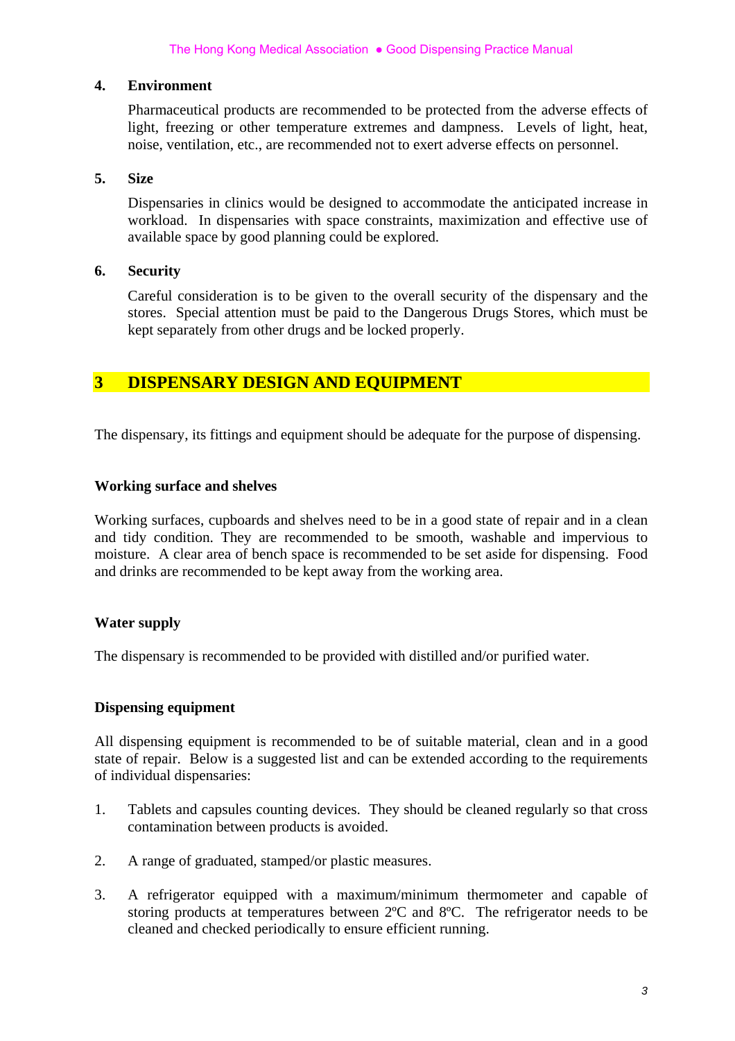**4. Environment**

Pharmaceutical products are recommended to be protected from the adverse effects of light, freezing or other temperature extremes and dampness. Levels of light, heat, noise, ventilation, etc., are recommended not to exert adverse effects on personnel.

**5. Size**

Dispensaries in clinics would be designed to accommodate the anticipated increase in workload. In dispensaries with space constraints, maximization and effective use of available space by good planning could be explored.

**6. Security**

Careful consideration is to be given to the overall security of the dispensary and the stores. Special attention must be paid to the Dangerous Drugs Stores, which must be kept separately from other drugs and be locked properly.

## 3 DISPENSARY DESIGN AND EQUIPMENT

The dispensary, its fittings and equipment should be adequate for the purpose of dispensing.

### Working surface and shelves

Working surfaces, cupboards and shelves need to be in a good state of repair and in a clean and tidy condition. They are recommended to be smooth, washable and impervious to moisture. A clear area of bench space is recommended to be set aside for dispensing. Food and drinks are recommended to be kept away from the working area.

### Water supply

The dispensary is recommended to be provided with distilled and/or purified water.

### Dispensing equipment

All dispensing equipment is recommended to be of suitable material, clean and in a good state of repair. Below is a suggested list and can be extended according to the requirements of individual dispensaries:

1. Tablets and capsules counting devices. They should be cleaned regularly so that cross contamination between products is avoided.

2. A range of graduated, stamped/or plastic measures.

3. A refrigerator equipped with a maximum/minimum thermometer and capable of storing products at temperatures between 2ºC and 8ºC. The refrigerator needs to be cleaned and checked periodically to ensure efficient running.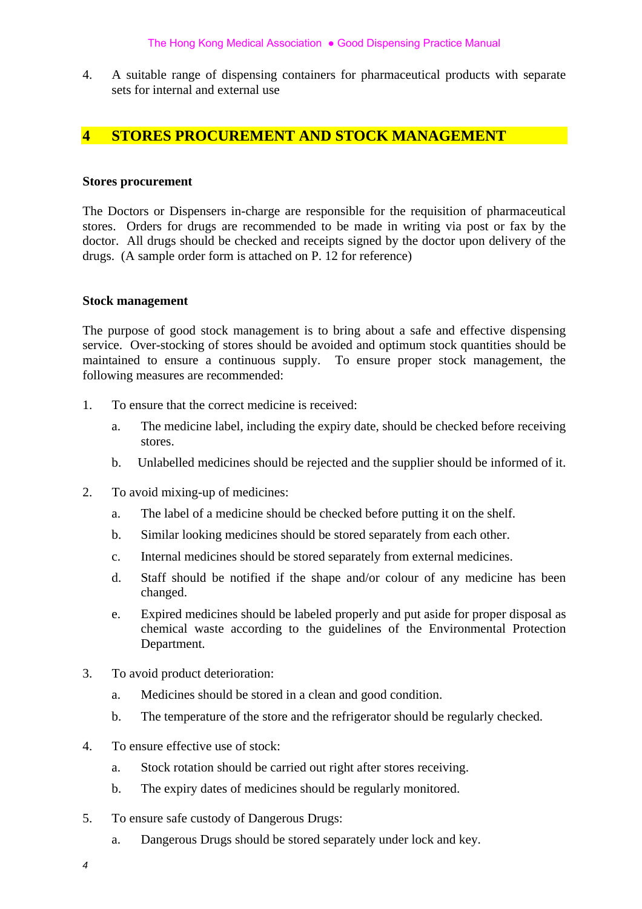4. A suitable range of dispensing containers for pharmaceutical products with separate sets for internal and external use

## 4 STORES PROCUREMENT AND STOCK MANAGEMENT

**Stores procurement**

The Doctors or Dispensers in-charge are responsible for the requisition of pharmaceutical stores. Orders for drugs are recommended to be made in writing via post or fax by the doctor. All drugs should be checked and receipts signed by the doctor upon delivery of the drugs. (A sample order form is attached on P. 12 for reference)

**Stock management**

The purpose of good stock management is to bring about a safe and effective dispensing service. Over-stocking of stores should be avoided and optimum stock quantities should be maintained to ensure a continuous supply. To ensure proper stock management, the following measures are recommended:

1. To ensure that the correct medicine is received:
   a. The medicine label, including the expiry date, should be checked before receiving stores.
   b. Unlabelled medicines should be rejected and the supplier should be informed of it.

2. To avoid mixing-up of medicines:
   a. The label of a medicine should be checked before putting it on the shelf.
   b. Similar looking medicines should be stored separately from each other.
   c. Internal medicines should be stored separately from external medicines.
   d. Staff should be notified if the shape and/or colour of any medicine has been changed.
   e. Expired medicines should be labeled properly and put aside for proper disposal as chemical waste according to the guidelines of the Environmental Protection Department.

3. To avoid product deterioration:
   a. Medicines should be stored in a clean and good condition.
   b. The temperature of the store and the refrigerator should be regularly checked.

4. To ensure effective use of stock:
   a. Stock rotation should be carried out right after stores receiving.
   b. The expiry dates of medicines should be regularly monitored.

5. To ensure safe custody of Dangerous Drugs:
   a. Dangerous Drugs should be stored separately under lock and key.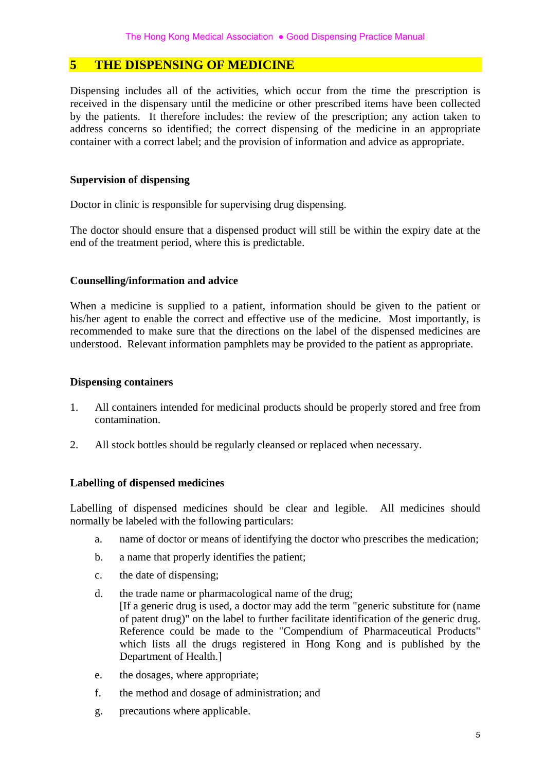# 5 THE DISPENSING OF MEDICINE

Dispensing includes all of the activities, which occur from the time the prescription is received in the dispensary until the medicine or other prescribed items have been collected by the patients. It therefore includes: the review of the prescription; any action taken to address concerns so identified; the correct dispensing of the medicine in an appropriate container with a correct label; and the provision of information and advice as appropriate.

**Supervision of dispensing**

Doctor in clinic is responsible for supervising drug dispensing.

The doctor should ensure that a dispensed product will still be within the expiry date at the end of the treatment period, where this is predictable.

**Counselling/information and advice**

When a medicine is supplied to a patient, information should be given to the patient or his/her agent to enable the correct and effective use of the medicine. Most importantly, is recommended to make sure that the directions on the label of the dispensed medicines are understood. Relevant information pamphlets may be provided to the patient as appropriate.

**Dispensing containers**

1. All containers intended for medicinal products should be properly stored and free from contamination.

2. All stock bottles should be regularly cleansed or replaced when necessary.

**Labelling of dispensed medicines**

Labelling of dispensed medicines should be clear and legible. All medicines should normally be labeled with the following particulars:

a. name of doctor or means of identifying the doctor who prescribes the medication;

b. a name that properly identifies the patient;

c. the date of dispensing;

d. the trade name or pharmacological name of the drug;
[If a generic drug is used, a doctor may add the term "generic substitute for (name of patent drug)" on the label to further facilitate identification of the generic drug. Reference could be made to the "Compendium of Pharmaceutical Products" which lists all the drugs registered in Hong Kong and is published by the Department of Health.]

e. the dosages, where appropriate;

f. the method and dosage of administration; and

g. precautions where applicable.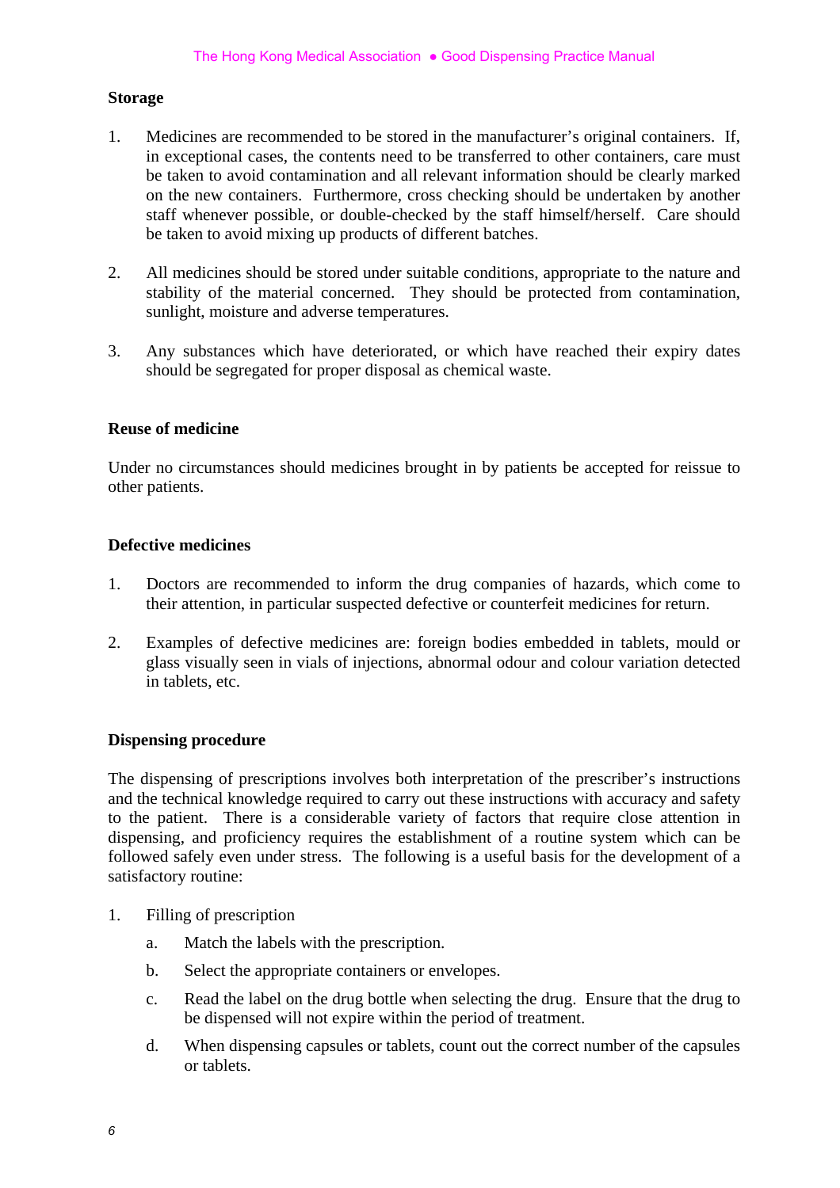**Storage**

1. Medicines are recommended to be stored in the manufacturer's original containers. If, in exceptional cases, the contents need to be transferred to other containers, care must be taken to avoid contamination and all relevant information should be clearly marked on the new containers. Furthermore, cross checking should be undertaken by another staff whenever possible, or double-checked by the staff himself/herself. Care should be taken to avoid mixing up products of different batches.

2. All medicines should be stored under suitable conditions, appropriate to the nature and stability of the material concerned. They should be protected from contamination, sunlight, moisture and adverse temperatures.

3. Any substances which have deteriorated, or which have reached their expiry dates should be segregated for proper disposal as chemical waste.

**Reuse of medicine**

Under no circumstances should medicines brought in by patients be accepted for reissue to other patients.

**Defective medicines**

1. Doctors are recommended to inform the drug companies of hazards, which come to their attention, in particular suspected defective or counterfeit medicines for return.

2. Examples of defective medicines are: foreign bodies embedded in tablets, mould or glass visually seen in vials of injections, abnormal odour and colour variation detected in tablets, etc.

**Dispensing procedure**

The dispensing of prescriptions involves both interpretation of the prescriber's instructions and the technical knowledge required to carry out these instructions with accuracy and safety to the patient. There is a considerable variety of factors that require close attention in dispensing, and proficiency requires the establishment of a routine system which can be followed safely even under stress. The following is a useful basis for the development of a satisfactory routine:

1. Filling of prescription
   a. Match the labels with the prescription.
   b. Select the appropriate containers or envelopes.
   c. Read the label on the drug bottle when selecting the drug. Ensure that the drug to be dispensed will not expire within the period of treatment.
   d. When dispensing capsules or tablets, count out the correct number of the capsules or tablets.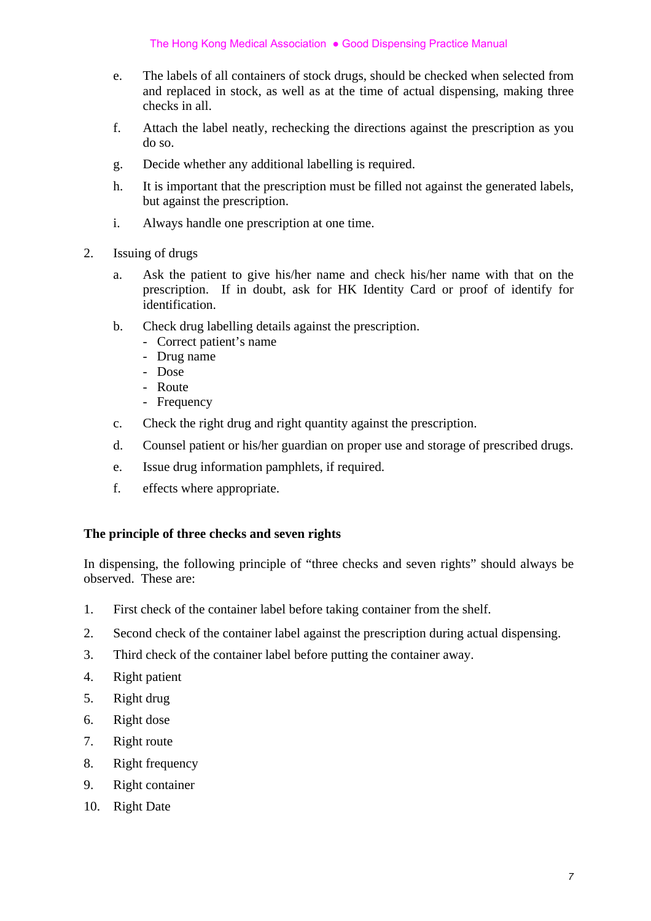e. The labels of all containers of stock drugs, should be checked when selected from and replaced in stock, as well as at the time of actual dispensing, making three checks in all.

f. Attach the label neatly, rechecking the directions against the prescription as you do so.

g. Decide whether any additional labelling is required.

h. It is important that the prescription must be filled not against the generated labels, but against the prescription.

i. Always handle one prescription at one time.

2. Issuing of drugs

   a. Ask the patient to give his/her name and check his/her name with that on the prescription. If in doubt, ask for HK Identity Card or proof of identify for identification.

   b. Check drug labelling details against the prescription.
      - Correct patient's name
      - Drug name
      - Dose
      - Route
      - Frequency

   c. Check the right drug and right quantity against the prescription.

   d. Counsel patient or his/her guardian on proper use and storage of prescribed drugs.

   e. Issue drug information pamphlets, if required.

   f. effects where appropriate.

**The principle of three checks and seven rights**

In dispensing, the following principle of "three checks and seven rights" should always be observed. These are:

1. First check of the container label before taking container from the shelf.
2. Second check of the container label against the prescription during actual dispensing.
3. Third check of the container label before putting the container away.
4. Right patient
5. Right drug
6. Right dose
7. Right route
8. Right frequency
9. Right container
10. Right Date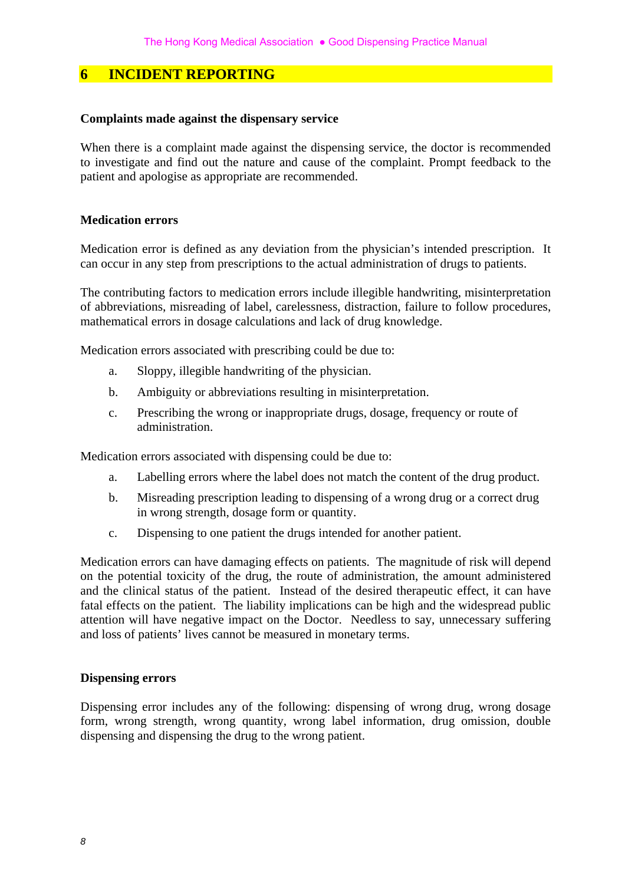# 6 INCIDENT REPORTING

**Complaints made against the dispensary service**

When there is a complaint made against the dispensing service, the doctor is recommended to investigate and find out the nature and cause of the complaint. Prompt feedback to the patient and apologise as appropriate are recommended.

**Medication errors**

Medication error is defined as any deviation from the physician's intended prescription. It can occur in any step from prescriptions to the actual administration of drugs to patients.

The contributing factors to medication errors include illegible handwriting, misinterpretation of abbreviations, misreading of label, carelessness, distraction, failure to follow procedures, mathematical errors in dosage calculations and lack of drug knowledge.

Medication errors associated with prescribing could be due to:

a. Sloppy, illegible handwriting of the physician.

b. Ambiguity or abbreviations resulting in misinterpretation.

c. Prescribing the wrong or inappropriate drugs, dosage, frequency or route of administration.

Medication errors associated with dispensing could be due to:

a. Labelling errors where the label does not match the content of the drug product.

b. Misreading prescription leading to dispensing of a wrong drug or a correct drug in wrong strength, dosage form or quantity.

c. Dispensing to one patient the drugs intended for another patient.

Medication errors can have damaging effects on patients. The magnitude of risk will depend on the potential toxicity of the drug, the route of administration, the amount administered and the clinical status of the patient. Instead of the desired therapeutic effect, it can have fatal effects on the patient. The liability implications can be high and the widespread public attention will have negative impact on the Doctor. Needless to say, unnecessary suffering and loss of patients' lives cannot be measured in monetary terms.

**Dispensing errors**

Dispensing error includes any of the following: dispensing of wrong drug, wrong dosage form, wrong strength, wrong quantity, wrong label information, drug omission, double dispensing and dispensing the drug to the wrong patient.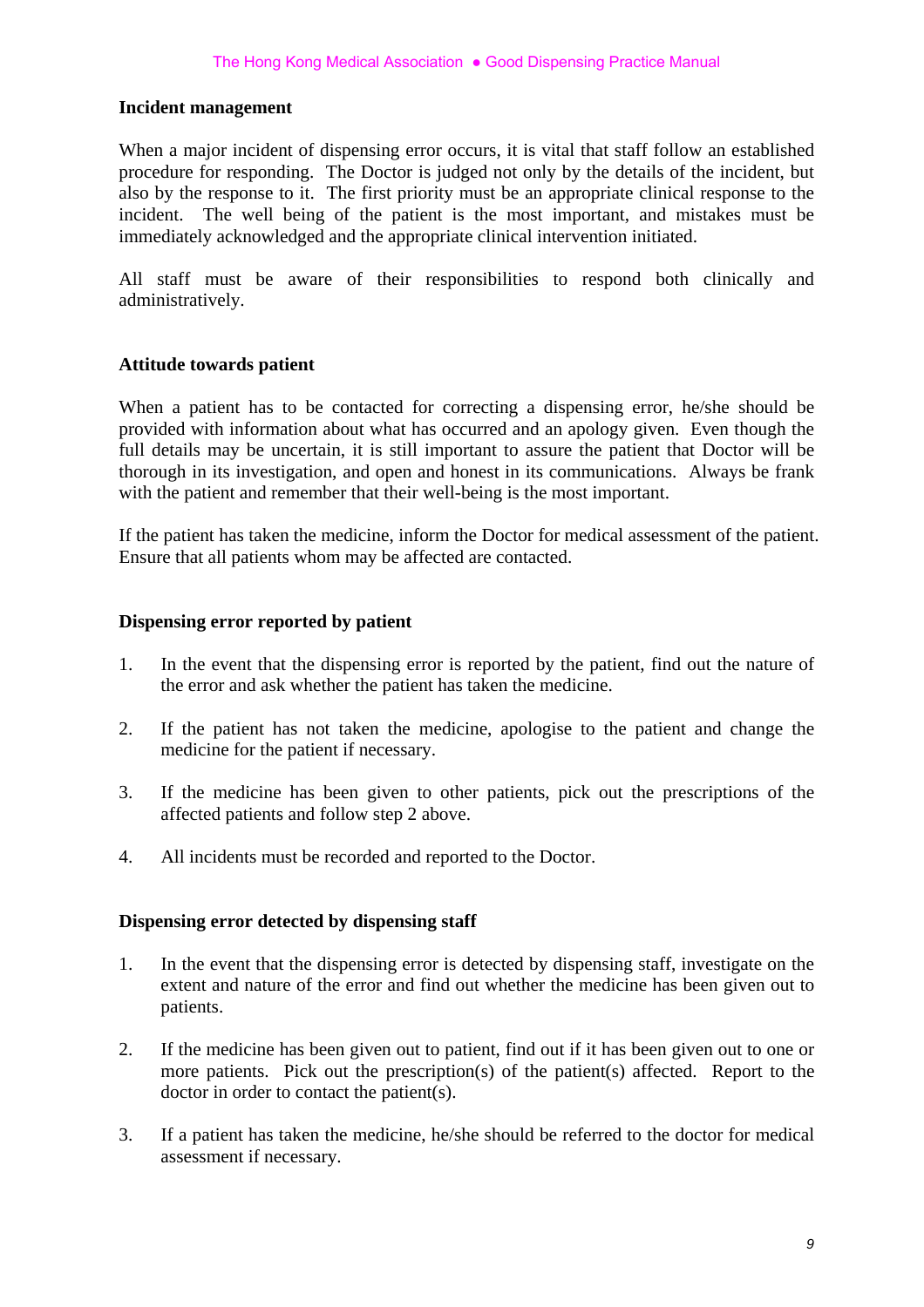## Incident management

When a major incident of dispensing error occurs, it is vital that staff follow an established procedure for responding. The Doctor is judged not only by the details of the incident, but also by the response to it. The first priority must be an appropriate clinical response to the incident. The well being of the patient is the most important, and mistakes must be immediately acknowledged and the appropriate clinical intervention initiated.

All staff must be aware of their responsibilities to respond both clinically and administratively.

## Attitude towards patient

When a patient has to be contacted for correcting a dispensing error, he/she should be provided with information about what has occurred and an apology given. Even though the full details may be uncertain, it is still important to assure the patient that Doctor will be thorough in its investigation, and open and honest in its communications. Always be frank with the patient and remember that their well-being is the most important.

If the patient has taken the medicine, inform the Doctor for medical assessment of the patient. Ensure that all patients whom may be affected are contacted.

## Dispensing error reported by patient

1. In the event that the dispensing error is reported by the patient, find out the nature of the error and ask whether the patient has taken the medicine.

2. If the patient has not taken the medicine, apologise to the patient and change the medicine for the patient if necessary.

3. If the medicine has been given to other patients, pick out the prescriptions of the affected patients and follow step 2 above.

4. All incidents must be recorded and reported to the Doctor.

## Dispensing error detected by dispensing staff

1. In the event that the dispensing error is detected by dispensing staff, investigate on the extent and nature of the error and find out whether the medicine has been given out to patients.

2. If the medicine has been given out to patient, find out if it has been given out to one or more patients. Pick out the prescription(s) of the patient(s) affected. Report to the doctor in order to contact the patient(s).

3. If a patient has taken the medicine, he/she should be referred to the doctor for medical assessment if necessary.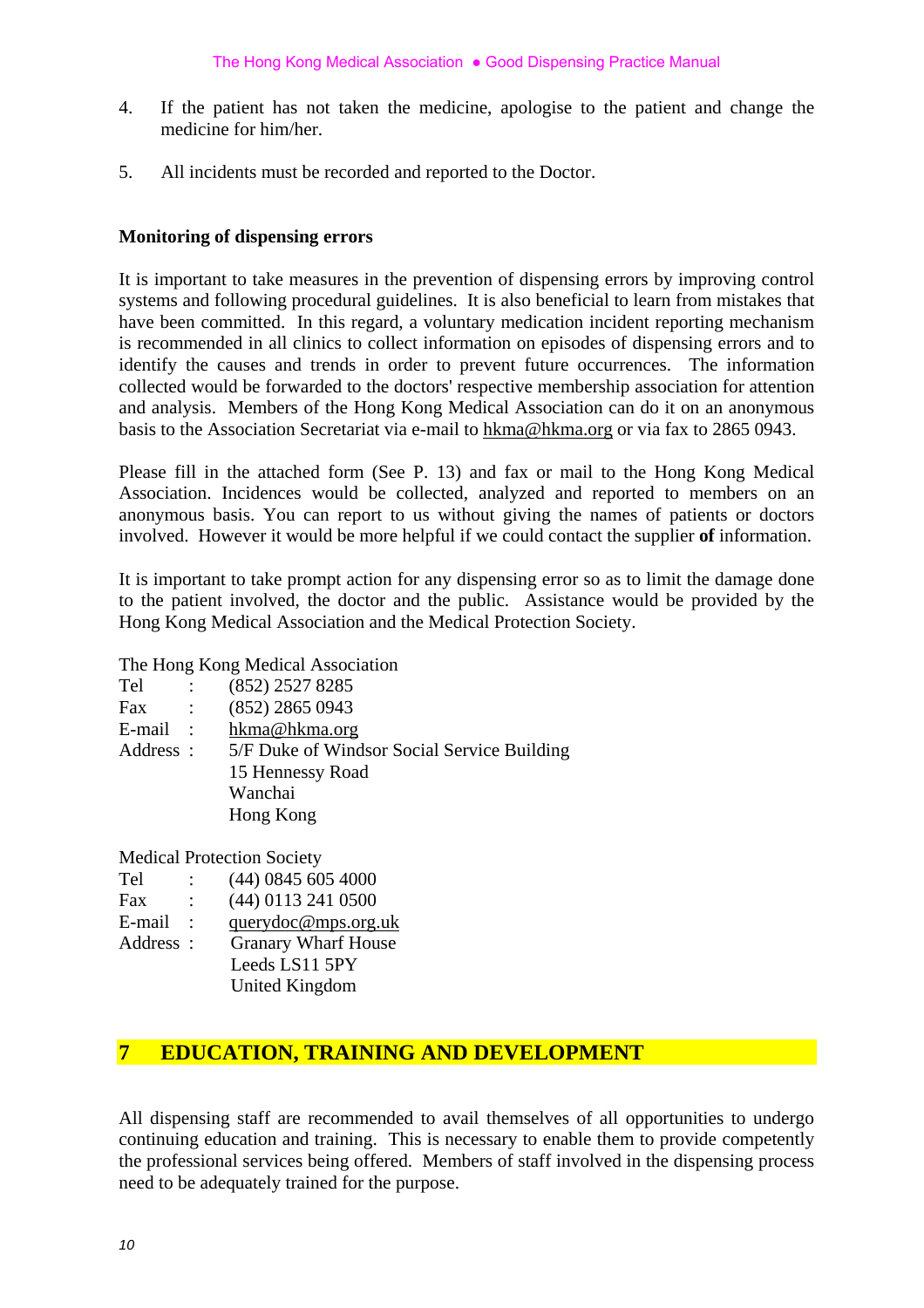4. If the patient has not taken the medicine, apologise to the patient and change the medicine for him/her.

5. All incidents must be recorded and reported to the Doctor.

**Monitoring of dispensing errors**

It is important to take measures in the prevention of dispensing errors by improving control systems and following procedural guidelines. It is also beneficial to learn from mistakes that have been committed. In this regard, a voluntary medication incident reporting mechanism is recommended in all clinics to collect information on episodes of dispensing errors and to identify the causes and trends in order to prevent future occurrences. The information collected would be forwarded to the doctors' respective membership association for attention and analysis. Members of the Hong Kong Medical Association can do it on an anonymous basis to the Association Secretariat via e-mail to hkma@hkma.org or via fax to 2865 0943.

Please fill in the attached form (See P. 13) and fax or mail to the Hong Kong Medical Association. Incidences would be collected, analyzed and reported to members on an anonymous basis. You can report to us without giving the names of patients or doctors involved. However it would be more helpful if we could contact the supplier **of** information.

It is important to take prompt action for any dispensing error so as to limit the damage done to the patient involved, the doctor and the public. Assistance would be provided by the Hong Kong Medical Association and the Medical Protection Society.

The Hong Kong Medical Association

Tel : (852) 2527 8285
Fax : (852) 2865 0943
E-mail : hkma@hkma.org
Address : 5/F Duke of Windsor Social Service Building
15 Hennessy Road
Wanchai
Hong Kong

Medical Protection Society

Tel : (44) 0845 605 4000
Fax : (44) 0113 241 0500
E-mail : querydoc@mps.org.uk
Address : Granary Wharf House
Leeds LS11 5PY
United Kingdom

## 7 EDUCATION, TRAINING AND DEVELOPMENT

All dispensing staff are recommended to avail themselves of all opportunities to undergo continuing education and training. This is necessary to enable them to provide competently the professional services being offered. Members of staff involved in the dispensing process need to be adequately trained for the purpose.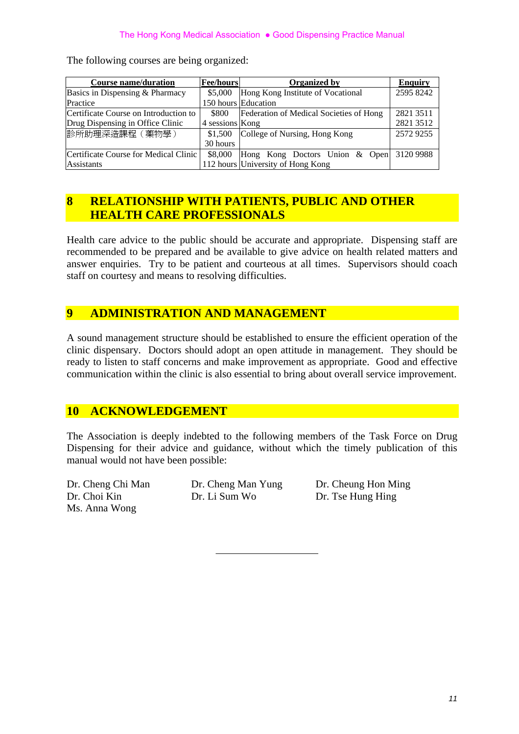The following courses are being organized:

| Course name/duration | Fee/hours | Organized by | Enquiry |
| --- | --- | --- | --- |
| Basics in Dispensing & Pharmacy Practice | $5,000 150 hours | Hong Kong Institute of Vocational Education | 2595 8242 |
| Certificate Course on Introduction to Drug Dispensing in Office Clinic | $800 4 sessions | Federation of Medical Societies of Hong Kong | 2821 3511 2821 3512 |
| 診所助理深造課程（藥物學） | $1,500 30 hours | College of Nursing, Hong Kong | 2572 9255 |
| Certificate Course for Medical Clinic Assistants | $8,000 112 hours | Hong Kong Doctors Union & Open University of Hong Kong | 3120 9988 |

## 8 RELATIONSHIP WITH PATIENTS, PUBLIC AND OTHER HEALTH CARE PROFESSIONALS

Health care advice to the public should be accurate and appropriate. Dispensing staff are recommended to be prepared and be available to give advice on health related matters and answer enquiries. Try to be patient and courteous at all times. Supervisors should coach staff on courtesy and means to resolving difficulties.

## 9 ADMINISTRATION AND MANAGEMENT

A sound management structure should be established to ensure the efficient operation of the clinic dispensary. Doctors should adopt an open attitude in management. They should be ready to listen to staff concerns and make improvement as appropriate. Good and effective communication within the clinic is also essential to bring about overall service improvement.

## 10 ACKNOWLEDGEMENT

The Association is deeply indebted to the following members of the Task Force on Drug Dispensing for their advice and guidance, without which the timely publication of this manual would not have been possible:

Dr. Cheng Chi Man
Dr. Cheng Man Yung
Dr. Cheung Hon Ming
Dr. Choi Kin
Dr. Li Sum Wo
Dr. Tse Hung Hing
Ms. Anna Wong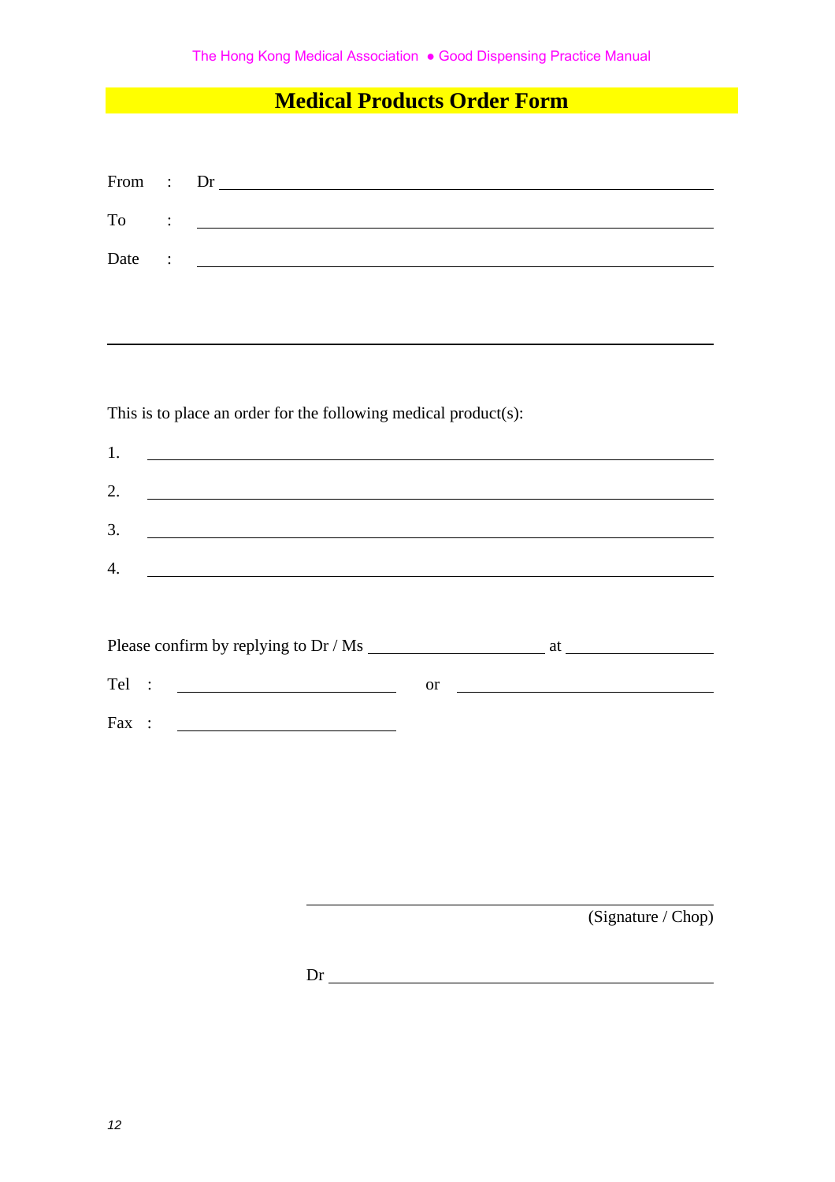# Medical Products Order Form

From : Dr ______________________________________________

To : ______________________________________________

Date : ______________________________________________

---

This is to place an order for the following medical product(s):

1. ______________________________________________
2. ______________________________________________
3. ______________________________________________
4. ______________________________________________

Please confirm by replying to Dr / Ms ____________________ at ________________

Tel : ________________________ or ____________________________

Fax : ________________________

______________________________________________
(Signature / Chop)

Dr ______________________________________________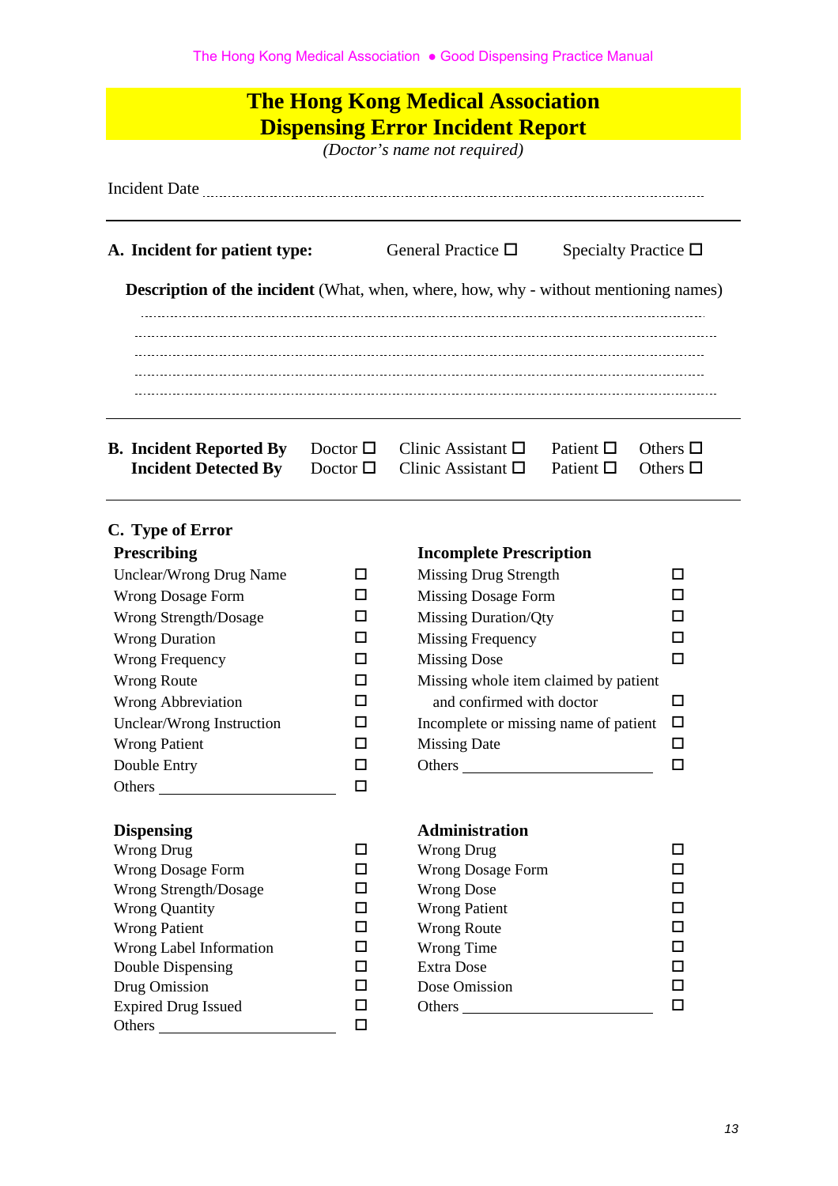# The Hong Kong Medical Association
# Dispensing Error Incident Report

*(Doctor's name not required)*

Incident Date ..............................................................................................

---

**A. Incident for patient type:** General Practice ☐ Specialty Practice ☐

**Description of the incident** (What, when, where, how, why - without mentioning names)

..............................................................................................

..............................................................................................

..............................................................................................

..............................................................................................

..............................................................................................

---

| | | | | |
|---|---|---|---|---|
| **B. Incident Reported By** | Doctor ☐ | Clinic Assistant ☐ | Patient ☐ | Others ☐ |
| **Incident Detected By** | Doctor ☐ | Clinic Assistant ☐ | Patient ☐ | Others ☐ |

---

**C. Type of Error**

| **Prescribing** | | **Incomplete Prescription** | |
|---|---|---|---|
| Unclear/Wrong Drug Name | ☐ | Missing Drug Strength | ☐ |
| Wrong Dosage Form | ☐ | Missing Dosage Form | ☐ |
| Wrong Strength/Dosage | ☐ | Missing Duration/Qty | ☐ |
| Wrong Duration | ☐ | Missing Frequency | ☐ |
| Wrong Frequency | ☐ | Missing Dose | ☐ |
| Wrong Route | ☐ | Missing whole item claimed by patient and confirmed with doctor | ☐ |
| Wrong Abbreviation | ☐ | Incomplete or missing name of patient | ☐ |
| Unclear/Wrong Instruction | ☐ | Missing Date | ☐ |
| Wrong Patient | ☐ | Others \_\_\_\_\_\_\_\_\_\_\_\_\_\_\_\_ | ☐ |
| Double Entry | ☐ | | |
| Others \_\_\_\_\_\_\_\_\_\_\_\_\_\_\_\_ | ☐ | | |

| **Dispensing** | | **Administration** | |
|---|---|---|---|
| Wrong Drug | ☐ | Wrong Drug | ☐ |
| Wrong Dosage Form | ☐ | Wrong Dosage Form | ☐ |
| Wrong Strength/Dosage | ☐ | Wrong Dose | ☐ |
| Wrong Quantity | ☐ | Wrong Patient | ☐ |
| Wrong Patient | ☐ | Wrong Route | ☐ |
| Wrong Label Information | ☐ | Wrong Time | ☐ |
| Double Dispensing | ☐ | Extra Dose | ☐ |
| Drug Omission | ☐ | Dose Omission | ☐ |
| Expired Drug Issued | ☐ | Others \_\_\_\_\_\_\_\_\_\_\_\_\_\_\_\_ | ☐ |
| Others \_\_\_\_\_\_\_\_\_\_\_\_\_\_\_\_ | ☐ | | |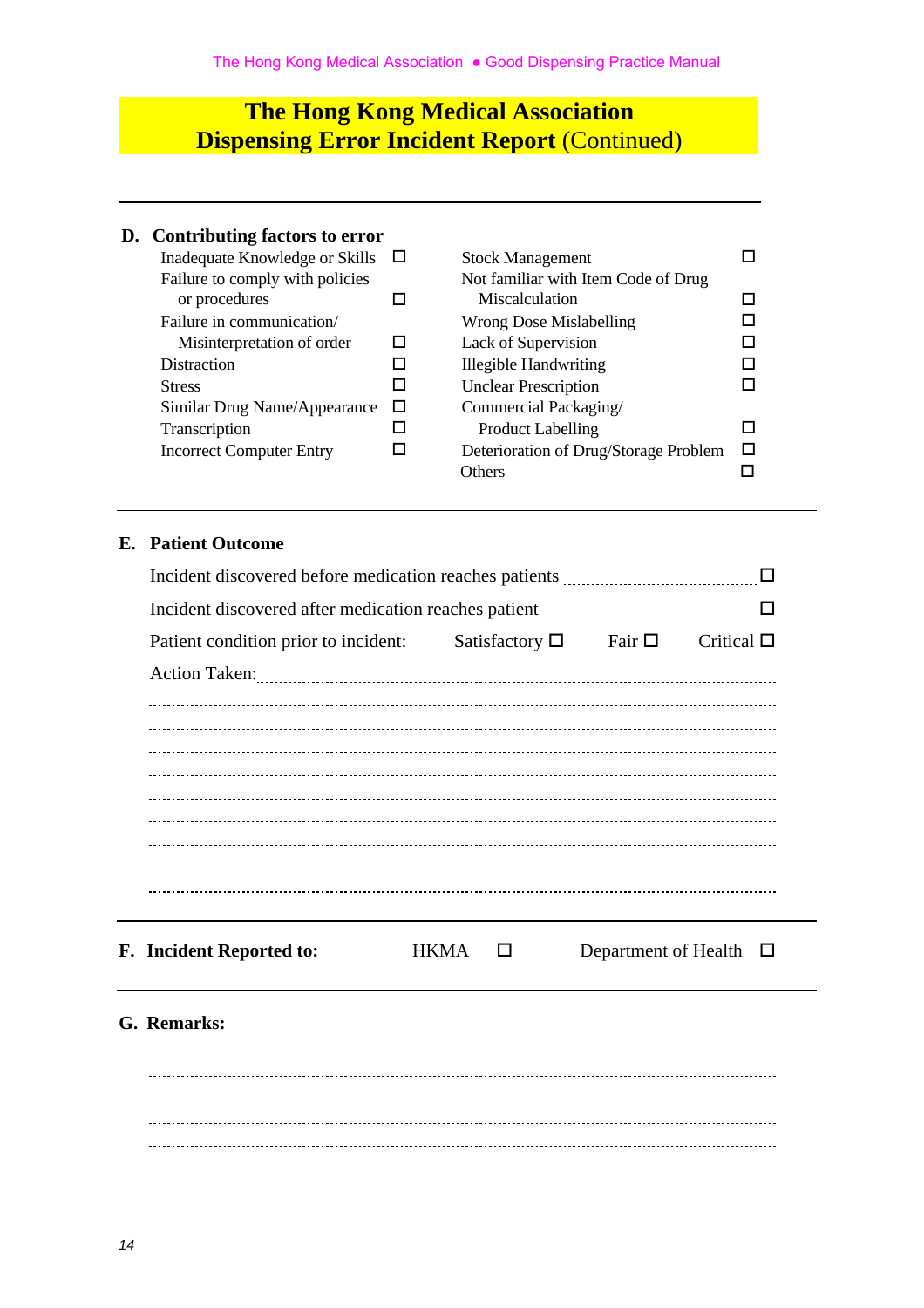# The Hong Kong Medical Association
# Dispensing Error Incident Report (Continued)

## D. Contributing factors to error

- Inadequate Knowledge or Skills ☐
- Failure to comply with policies or procedures ☐
- Failure in communication/ Misinterpretation of order ☐
- Distraction ☐
- Stress ☐
- Similar Drug Name/Appearance ☐
- Transcription ☐
- Incorrect Computer Entry ☐
- Stock Management ☐
- Not familiar with Item Code of Drug Miscalculation ☐
- Wrong Dose Mislabelling ☐
- Lack of Supervision ☐
- Illegible Handwriting ☐
- Unclear Prescription ☐
- Commercial Packaging/ Product Labelling ☐
- Deterioration of Drug/Storage Problem ☐
- Others ______________________ ☐

## E. Patient Outcome

Incident discovered before medication reaches patients .............................. ☐

Incident discovered after medication reaches patient .............................. ☐

Patient condition prior to incident: Satisfactory ☐ Fair ☐ Critical ☐

Action Taken:..........................................................................................

..........................................................................................................

..........................................................................................................

..........................................................................................................

..........................................................................................................

..........................................................................................................

..........................................................................................................

..........................................................................................................

..........................................................................................................

..........................................................................................................

## F. Incident Reported to:

HKMA ☐ Department of Health ☐

## G. Remarks:

..........................................................................................................

..........................................................................................................

..........................................................................................................

..........................................................................................................

..........................................................................................................